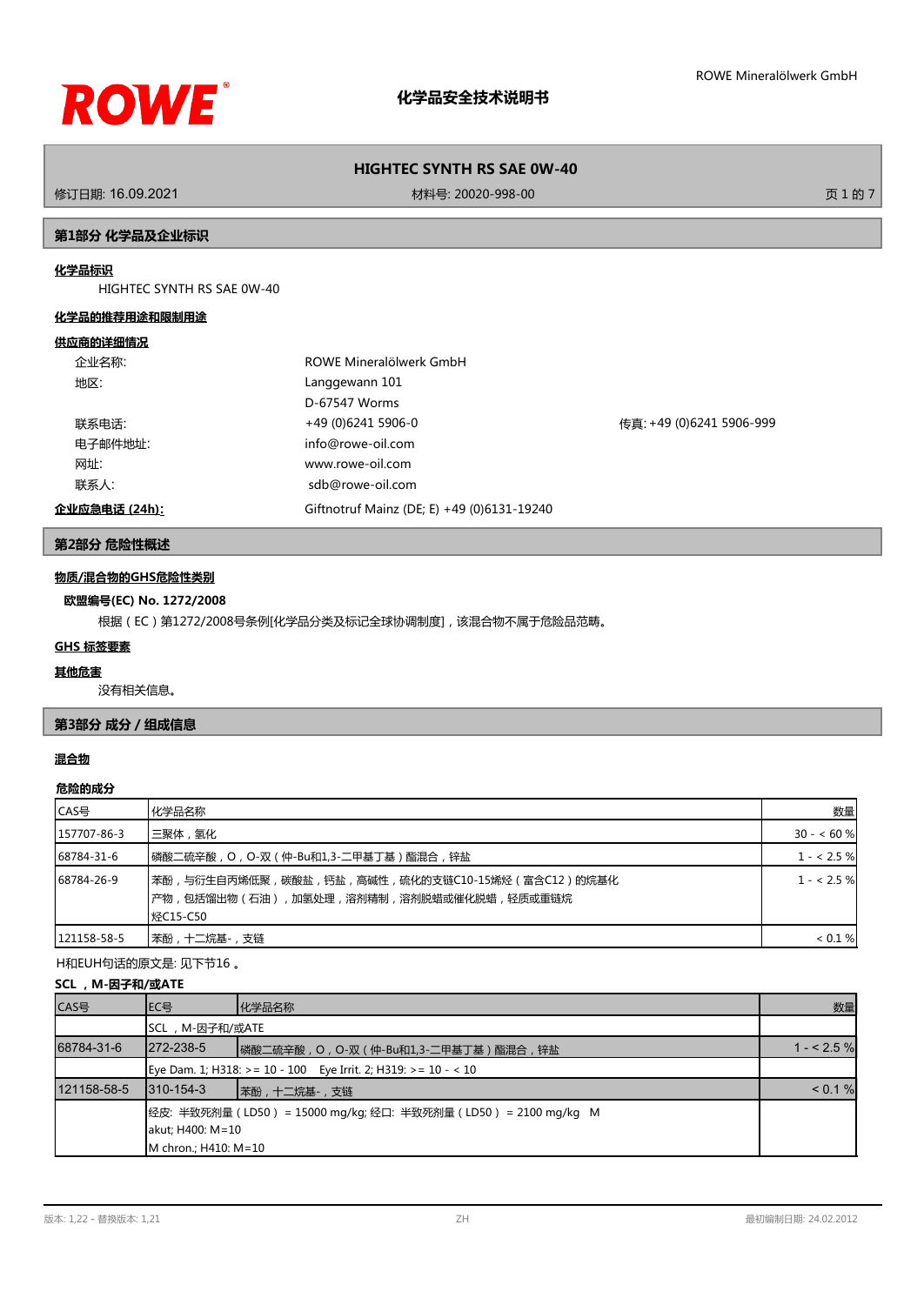# HIGHTEC SYNTH RS SAE 0W-40

修订日期: 16.09.2021 材料号: 20020-998-00

## 第1部分 化学品及企业标识

**化学品标识**

HIGHTEC SYNTH RS SAE 0W-40

**化学品的推荐用途和限制用途**

**供应商的详细情况**

| | | |
|---|---|---|
| 企业名称: | ROWE Mineralölwerk GmbH | |
| 地区: | Langgewann 101<br>D-67547 Worms | |
| 联系电话: | +49 (0)6241 5906-0 | 传真: +49 (0)6241 5906-999 |
| 电子邮件地址: | info@rowe-oil.com | |
| 网址: | www.rowe-oil.com | |
| 联系人: | sdb@rowe-oil.com | |

**企业应急电话 (24h):** Giftnotruf Mainz (DE; E) +49 (0)6131-19240

## 第2部分 危险性概述

**物质/混合物的GHS危险性类别**

**欧盟编号(EC) No. 1272/2008**

根据（EC）第1272/2008号条例[化学品分类及标记全球协调制度]，该混合物不属于危险品范畴。

**GHS 标签要素**

**其他危害**

没有相关信息。

## 第3部分 成分 / 组成信息

**混合物**

**危险的成分**

| CAS号 | 化学品名称 | 数量 |
|---|---|---|
| 157707-86-3 | 三聚体，氢化 | 30 - < 60 % |
| 68784-31-6 | 磷酸二硫辛酸，O，O-双（仲-Bu和1,3-二甲基丁基）酯混合，锌盐 | 1 - < 2.5 % |
| 68784-26-9 | 苯酚，与衍生自丙烯低聚，碳酸盐，钙盐，高碱性，硫化的支链C10-15烯烃（富含C12）的烷基化产物，包括馏出物（石油），加氢处理，溶剂精制，溶剂脱蜡或催化脱蜡，轻质或重链烷烃C15-C50 | 1 - < 2.5 % |
| 121158-58-5 | 苯酚，十二烷基-，支链 | < 0.1 % |

H和EUH句话的原文是: 见下节16 。

**SCL ，M-因子和/或ATE**

| CAS号 | EC号 | 化学品名称 | 数量 |
|---|---|---|---|
| | SCL ，M-因子和/或ATE | | |
| 68784-31-6 | 272-238-5 | 磷酸二硫辛酸，O，O-双（仲-Bu和1,3-二甲基丁基）酯混合，锌盐 | 1 - < 2.5 % |
| | Eye Dam. 1; H318: >= 10 - 100 Eye Irrit. 2; H319: >= 10 - < 10 | | |
| 121158-58-5 | 310-154-3 | 苯酚，十二烷基-，支链 | < 0.1 % |
| | 经皮: 半致死剂量（LD50） = 15000 mg/kg; 经口: 半致死剂量（LD50） = 2100 mg/kg M akut; H400: M=10<br>M chron.; H410: M=10 | | |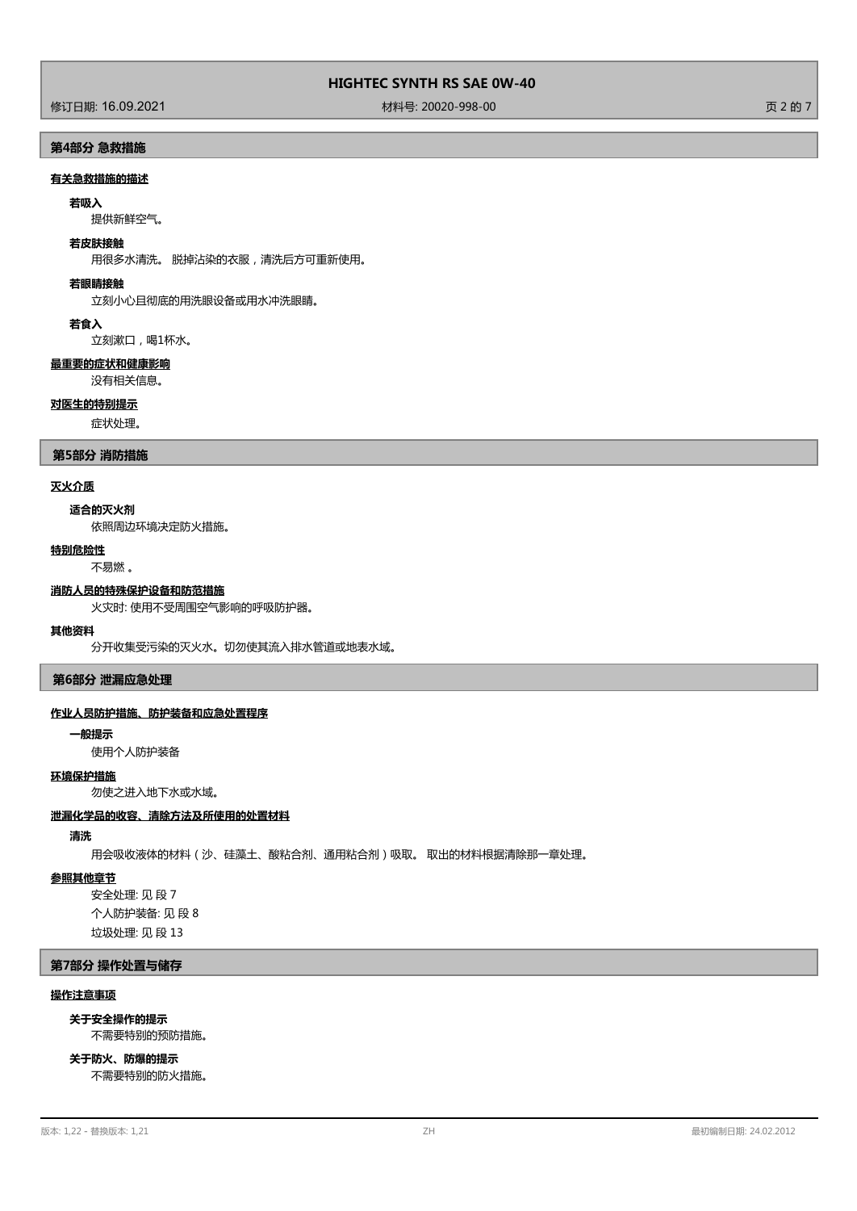## 第4部分 急救措施

### 有关急救措施的描述

**若吸入**

提供新鲜空气。

**若皮肤接触**

用很多水清洗。 脱掉沾染的衣服，清洗后方可重新使用。

**若眼睛接触**

立刻小心且彻底的用洗眼设备或用水冲洗眼睛。

**若食入**

立刻漱口，喝1杯水。

### 最重要的症状和健康影响

没有相关信息。

### 对医生的特别提示

症状处理。

## 第5部分 消防措施

### 灭火介质

**适合的灭火剂**

依照周边环境决定防火措施。

### 特别危险性

不易燃 。

### 消防人员的特殊保护设备和防范措施

火灾时: 使用不受周围空气影响的呼吸防护器。

### 其他资料

分开收集受污染的灭火水。切勿使其流入排水管道或地表水域。

## 第6部分 泄漏应急处理

### 作业人员防护措施、防护装备和应急处置程序

**一般提示**

使用个人防护装备

### 环境保护措施

勿使之进入地下水或水域。

### 泄漏化学品的收容、清除方法及所使用的处置材料

**清洗**

用会吸收液体的材料（沙、硅藻土、酸粘合剂、通用粘合剂）吸取。 取出的材料根据清除那一章处理。

### 参照其他章节

安全处理: 见 段 7

个人防护装备: 见 段 8

垃圾处理: 见 段 13

## 第7部分 操作处置与储存

### 操作注意事项

**关于安全操作的提示**

不需要特别的预防措施。

**关于防火、防爆的提示**

不需要特别的防火措施。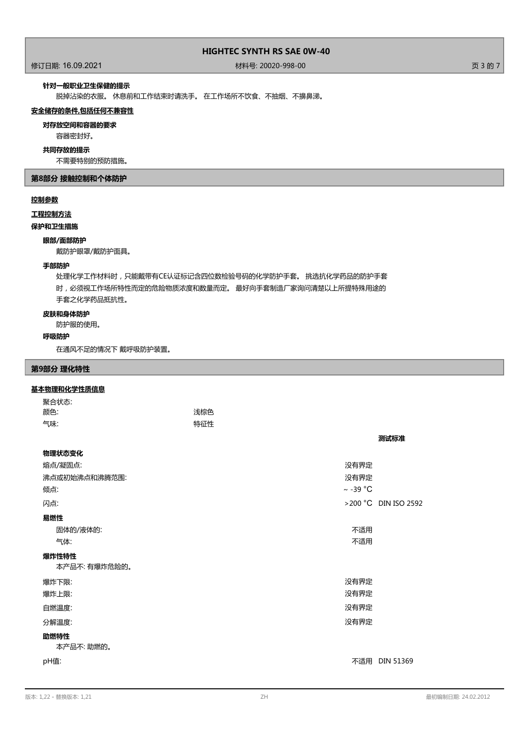**针对一般职业卫生保健的提示**

脱掉沾染的衣服。 休息前和工作结束时请洗手。 在工作场所不饮食、不抽烟、不擤鼻涕。

**安全储存的条件,包括任何不兼容性**

**对存放空间和容器的要求**

容器密封好。

**共同存放的提示**

不需要特别的预防措施。

## 第8部分 接触控制和个体防护

**控制参数**

**工程控制方法**

**保护和卫生措施**

**眼部/面部防护**

戴防护眼罩/戴防护面具。

**手部防护**

处理化学工作材料时，只能戴带有CE认证标记含四位数检验号码的化学防护手套。 挑选抗化学药品的防护手套时，必须视工作场所特性而定的危险物质浓度和数量而定。 最好向手套制造厂家询问清楚以上所提特殊用途的手套之化学药品抵抗性。

**皮肤和身体防护**

防护服的使用。

**呼吸防护**

在通风不足的情况下 戴呼吸防护装置。

## 第9部分 理化特性

**基本物理和化学性质信息**

| | | |
|---|---|---|
| 聚合状态: | | |
| 颜色: | 浅棕色 | |
| 气味: | 特征性 | |

| | | 测试标准 |
|---|---|---|
| **物理状态变化** | | |
| 熔点/凝固点: | 没有界定 | |
| 沸点或初始沸点和沸腾范围: | 没有界定 | |
| 倾点: | ~ -39 °C | |
| 闪点: | >200 °C | DIN ISO 2592 |
| **易燃性** | | |
| 固体的/液体的: | 不适用 | |
| 气体: | 不适用 | |
| **爆炸性特性** | | |
| 本产品不: 有爆炸危险的。 | | |
| 爆炸下限: | 没有界定 | |
| 爆炸上限: | 没有界定 | |
| 自燃温度: | 没有界定 | |
| 分解温度: | 没有界定 | |
| **助燃特性** | | |
| 本产品不: 助燃的。 | | |
| pH值: | 不适用 | DIN 51369 |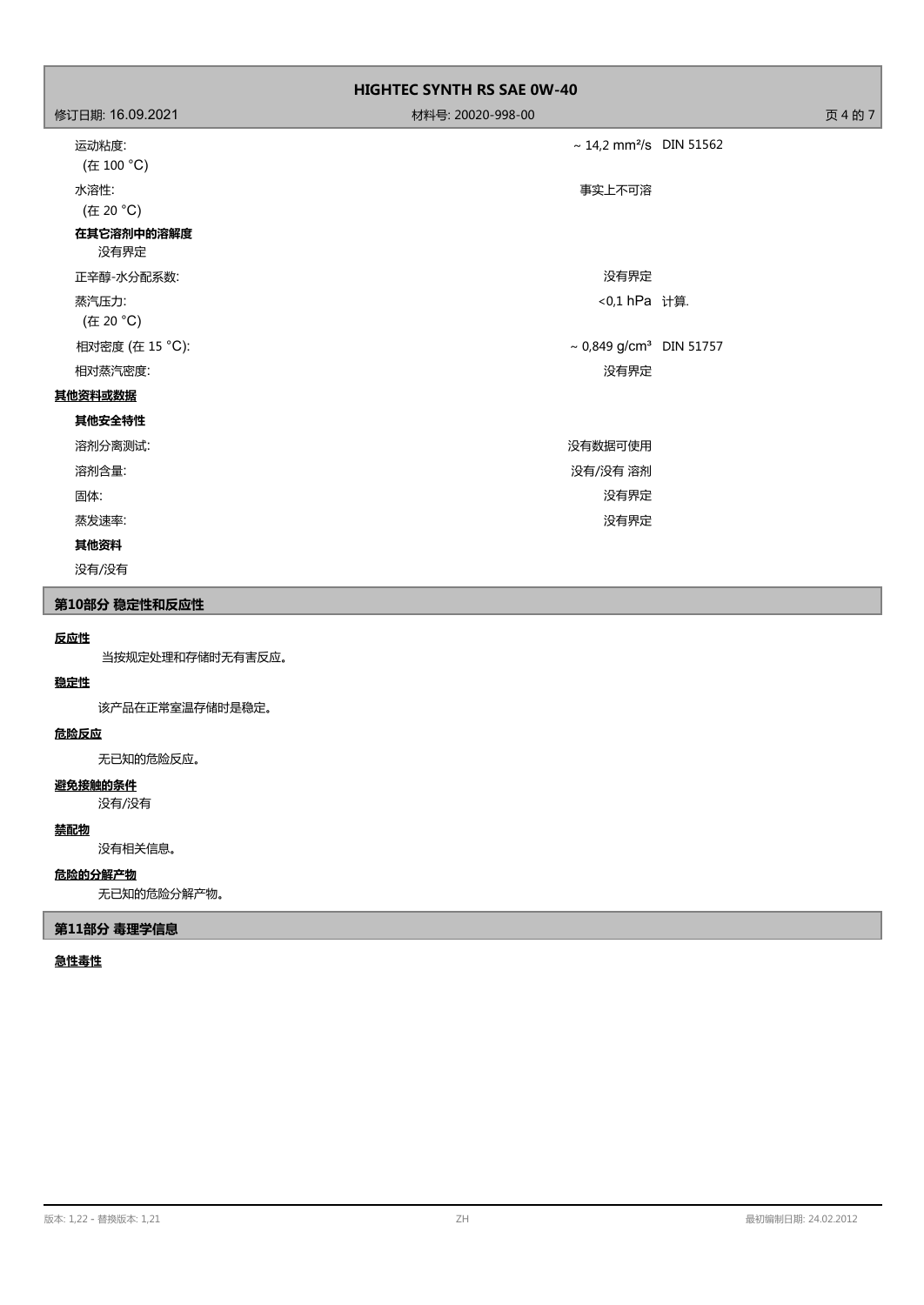| | | |
|---|---|---|
| 运动粘度:<br>(在 100 °C) | ~ 14,2 mm²/s | DIN 51562 |
| 水溶性:<br>(在 20 °C) | 事实上不可溶 | |

**在其它溶剂中的溶解度**

没有界定

| | | |
|---|---|---|
| 正辛醇-水分配系数: | 没有界定 | |
| 蒸汽压力:<br>(在 20 °C) | <0,1 hPa | 计算. |
| 相对密度 (在 15 °C): | ~ 0,849 g/cm³ | DIN 51757 |
| 相对蒸汽密度: | 没有界定 | |

**其他资料或数据**

**其他安全特性**

| | |
|---|---|
| 溶剂分离测试: | 没有数据可使用 |
| 溶剂含量: | 没有/没有 溶剂 |
| 固体: | 没有界定 |
| 蒸发速率: | 没有界定 |

**其他资料**

没有/没有

## 第10部分 稳定性和反应性

**反应性**

当按规定处理和存储时无有害反应。

**稳定性**

该产品在正常室温存储时是稳定。

**危险反应**

无已知的危险反应。

**避免接触的条件**

没有/没有

**禁配物**

没有相关信息。

**危险的分解产物**

无已知的危险分解产物。

## 第11部分 毒理学信息

**急性毒性**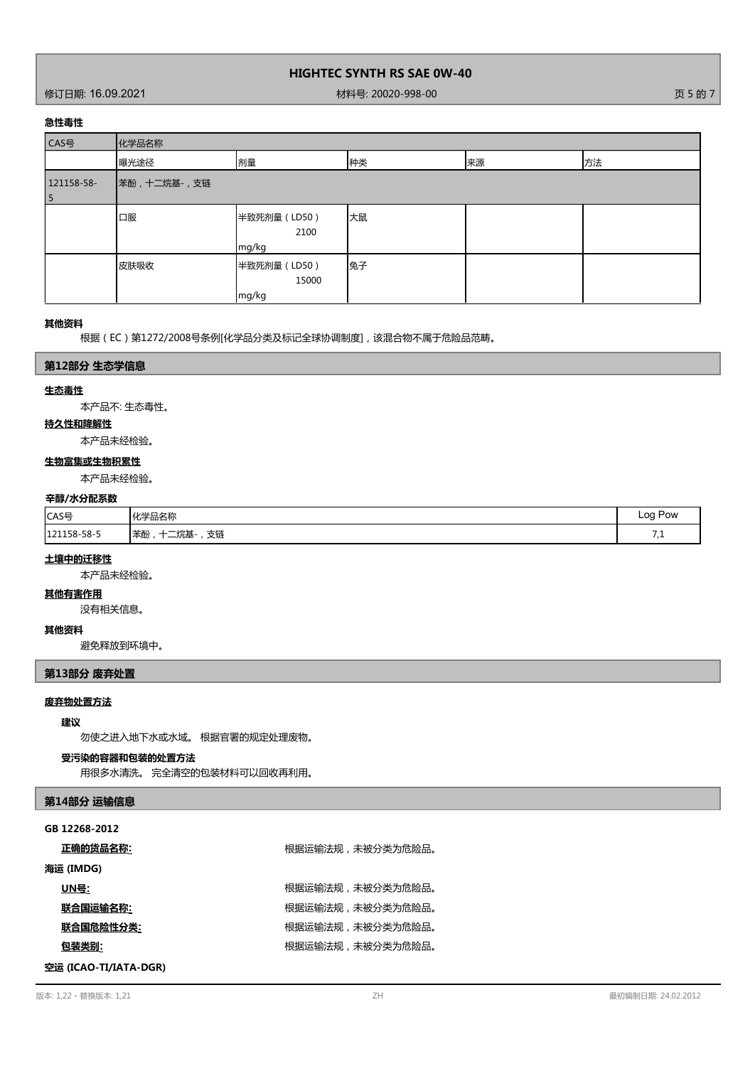### 急性毒性

| CAS号 | 化学品名称 | | | | |
|---|---|---|---|---|---|
| | 曝光途径 | 剂量 | 种类 | 来源 | 方法 |
| 121158-58-5 | 苯酚，十二烷基-，支链 | | | | |
| | 口服 | 半致死剂量（LD50） 2100 mg/kg | 大鼠 | | |
| | 皮肤吸收 | 半致死剂量（LD50） 15000 mg/kg | 兔子 | | |

#### 其他资料

根据（EC）第1272/2008号条例[化学品分类及标记全球协调制度]，该混合物不属于危险品范畴。

## 第12部分 生态学信息

#### 生态毒性

本产品不: 生态毒性。

#### 持久性和降解性

本产品未经检验。

#### 生物富集或生物积累性

本产品未经检验。

#### 辛醇/水分配系数

| CAS号 | 化学品名称 | Log Pow |
|---|---|---|
| 121158-58-5 | 苯酚，十二烷基-，支链 | 7,1 |

#### 土壤中的迁移性

本产品未经检验。

#### 其他有害作用

没有相关信息。

#### 其他资料

避免释放到环境中。

## 第13部分 废弃处置

#### 废弃物处置方法

**建议**

勿使之进入地下水或水域。 根据官署的规定处理废物。

**受污染的容器和包装的处置方法**

用很多水清洗。 完全清空的包装材料可以回收再利用。

## 第14部分 运输信息

**GB 12268-2012**

**正确的货品名称:** 根据运输法规，未被分类为危险品。

**海运 (IMDG)**

**UN号:** 根据运输法规，未被分类为危险品。

**联合国运输名称:** 根据运输法规，未被分类为危险品。

**联合国危险性分类:** 根据运输法规，未被分类为危险品。

**包装类别:** 根据运输法规，未被分类为危险品。

**空运 (ICAO-TI/IATA-DGR)**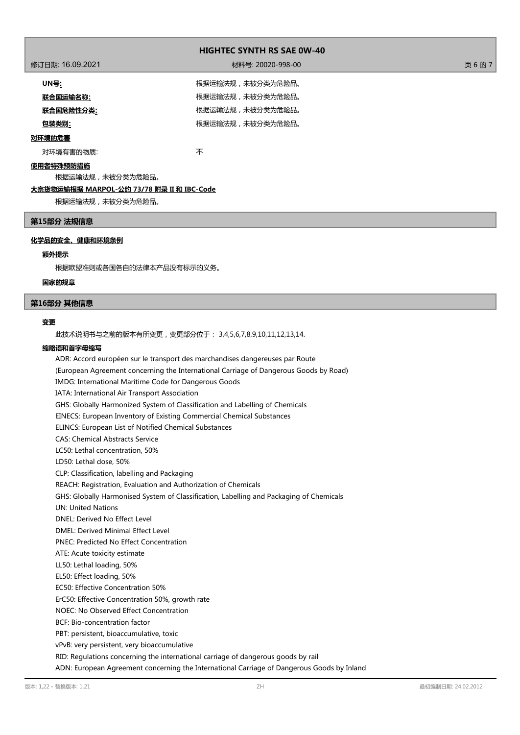**UN号:** 根据运输法规，未被分类为危险品。

**联合国运输名称:** 根据运输法规，未被分类为危险品。

**联合国危险性分类:** 根据运输法规，未被分类为危险品。

**包装类别:** 根据运输法规，未被分类为危险品。

**对环境的危害**

对环境有害的物质: 不

**使用者特殊预防措施**

根据运输法规，未被分类为危险品。

**大宗货物运输根据 MARPOL-公约 73/78 附录 II 和 IBC-Code**

根据运输法规，未被分类为危险品。

## 第15部分 法规信息

**化学品的安全、健康和环境条例**

**额外提示**

根据欧盟准则或各国各自的法律本产品没有标示的义务。

**国家的规章**

## 第16部分 其他信息

**变更**

此技术说明书与之前的版本有所变更，变更部分位于： 3,4,5,6,7,8,9,10,11,12,13,14.

**缩略语和首字母缩写**

ADR: Accord européen sur le transport des marchandises dangereuses par Route
(European Agreement concerning the International Carriage of Dangerous Goods by Road)
IMDG: International Maritime Code for Dangerous Goods
IATA: International Air Transport Association
GHS: Globally Harmonized System of Classification and Labelling of Chemicals
EINECS: European Inventory of Existing Commercial Chemical Substances
ELINCS: European List of Notified Chemical Substances
CAS: Chemical Abstracts Service
LC50: Lethal concentration, 50%
LD50: Lethal dose, 50%
CLP: Classification, labelling and Packaging
REACH: Registration, Evaluation and Authorization of Chemicals
GHS: Globally Harmonised System of Classification, Labelling and Packaging of Chemicals
UN: United Nations
DNEL: Derived No Effect Level
DMEL: Derived Minimal Effect Level
PNEC: Predicted No Effect Concentration
ATE: Acute toxicity estimate
LL50: Lethal loading, 50%
EL50: Effect loading, 50%
EC50: Effective Concentration 50%
ErC50: Effective Concentration 50%, growth rate
NOEC: No Observed Effect Concentration
BCF: Bio-concentration factor
PBT: persistent, bioaccumulative, toxic
vPvB: very persistent, very bioaccumulative
RID: Regulations concerning the international carriage of dangerous goods by rail
ADN: European Agreement concerning the International Carriage of Dangerous Goods by Inland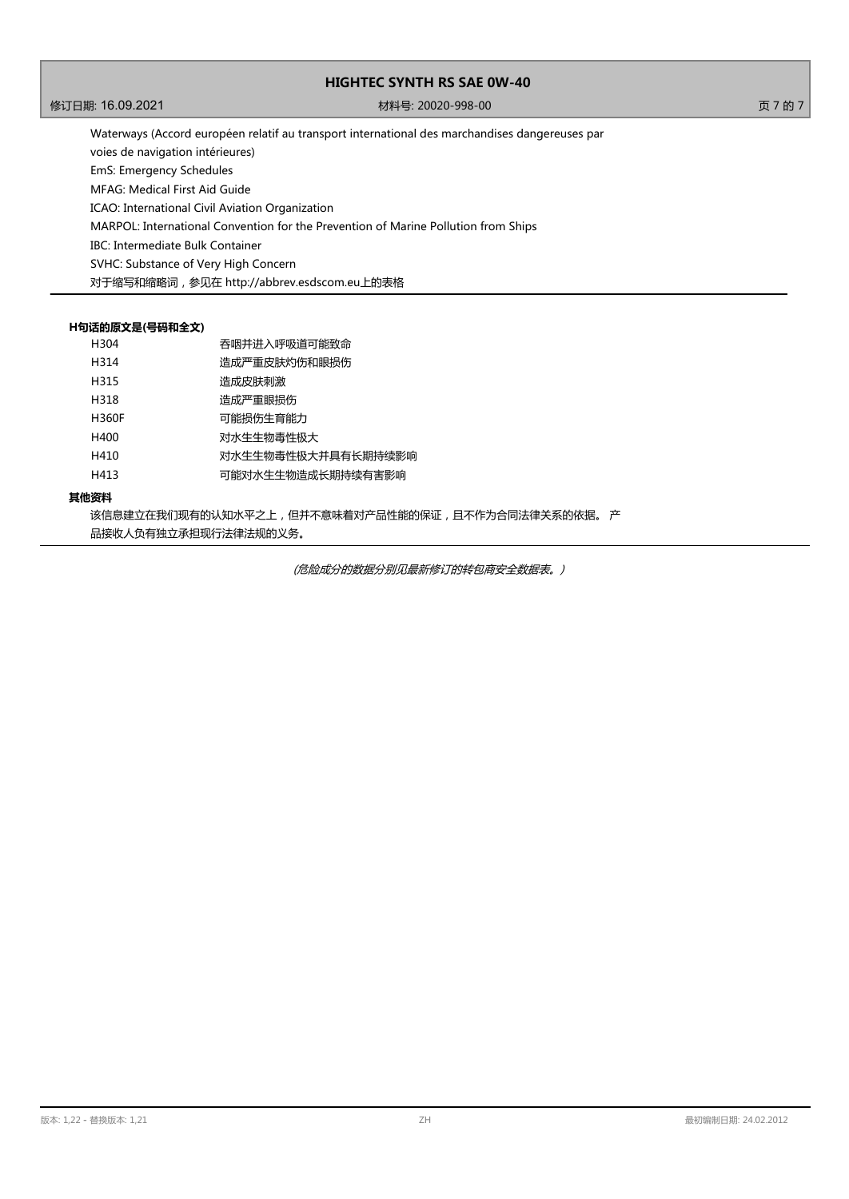Waterways (Accord européen relatif au transport international des marchandises dangereuses par voies de navigation intérieures)

EmS: Emergency Schedules

MFAG: Medical First Aid Guide

ICAO: International Civil Aviation Organization

MARPOL: International Convention for the Prevention of Marine Pollution from Ships

IBC: Intermediate Bulk Container

SVHC: Substance of Very High Concern

对于缩写和缩略词，参见在 http://abbrev.esdscom.eu上的表格

**H句话的原文是(号码和全文)**

| | |
|---|---|
| H304 | 吞咽并进入呼吸道可能致命 |
| H314 | 造成严重皮肤灼伤和眼损伤 |
| H315 | 造成皮肤刺激 |
| H318 | 造成严重眼损伤 |
| H360F | 可能损伤生育能力 |
| H400 | 对水生生物毒性极大 |
| H410 | 对水生生物毒性极大并具有长期持续影响 |
| H413 | 可能对水生生物造成长期持续有害影响 |

**其他资料**

该信息建立在我们现有的认知水平之上，但并不意味着对产品性能的保证，且不作为合同法律关系的依据。 产品接收人负有独立承担现行法律法规的义务。

*(危险成分的数据分别见最新修订的转包商安全数据表。)*